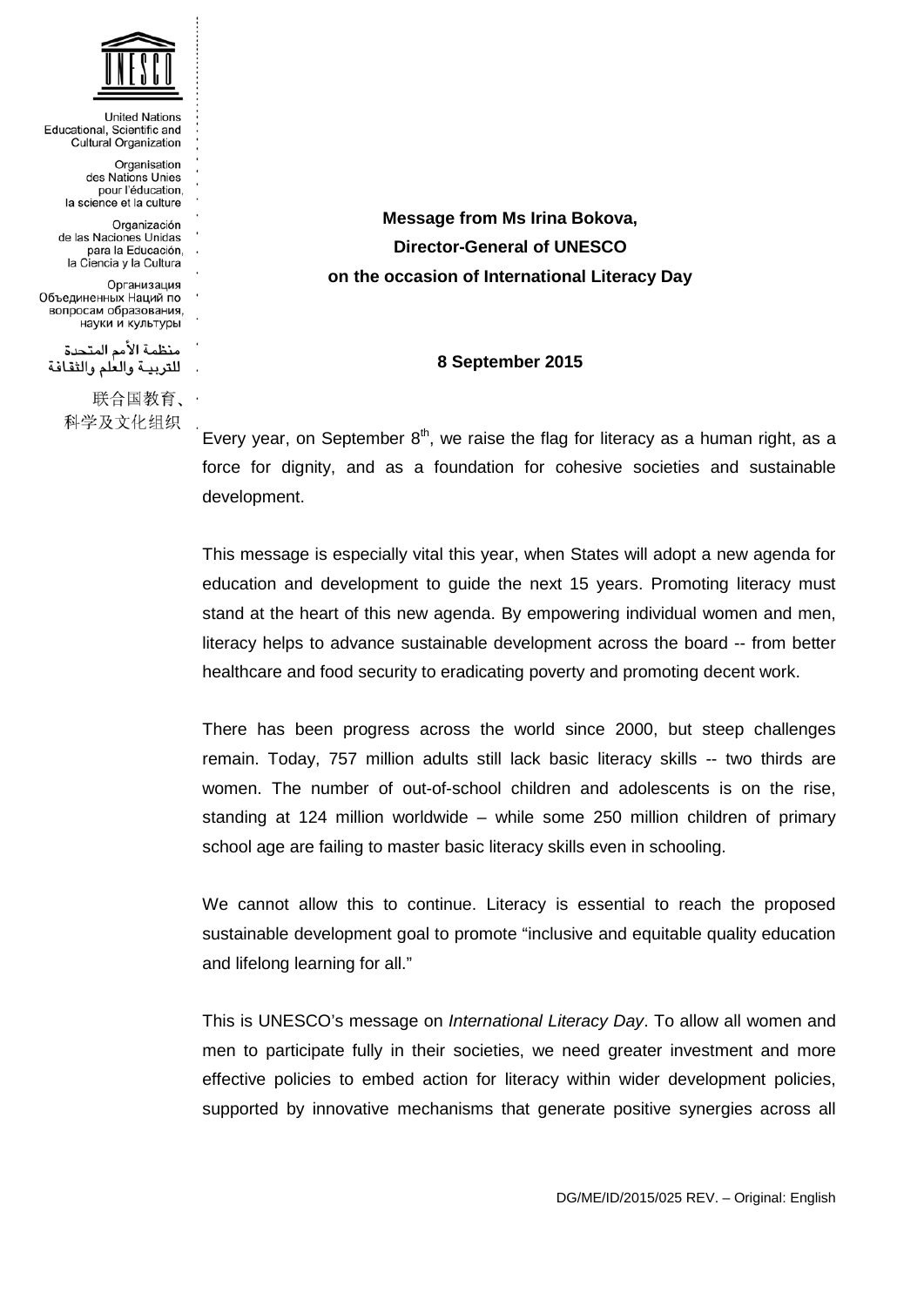United Nations
Educational, Scientific and
Cultural Organization

Organisation
des Nations Unies
pour l'éducation,
la science et la culture

Organización
de las Naciones Unidas
para la Educación,
la Ciencia y la Cultura

Организация
Объединенных Наций по
вопросам образования,
науки и культуры

منظمة الأمم المتحدة
للتربية والعلم والثقافة

联合国教育、
科学及文化组织

**Message from Ms Irina Bokova,**
**Director-General of UNESCO**
**on the occasion of International Literacy Day**

**8 September 2015**

Every year, on September 8th, we raise the flag for literacy as a human right, as a force for dignity, and as a foundation for cohesive societies and sustainable development.

This message is especially vital this year, when States will adopt a new agenda for education and development to guide the next 15 years. Promoting literacy must stand at the heart of this new agenda. By empowering individual women and men, literacy helps to advance sustainable development across the board -- from better healthcare and food security to eradicating poverty and promoting decent work.

There has been progress across the world since 2000, but steep challenges remain. Today, 757 million adults still lack basic literacy skills -- two thirds are women. The number of out-of-school children and adolescents is on the rise, standing at 124 million worldwide – while some 250 million children of primary school age are failing to master basic literacy skills even in schooling.

We cannot allow this to continue. Literacy is essential to reach the proposed sustainable development goal to promote "inclusive and equitable quality education and lifelong learning for all."

This is UNESCO's message on *International Literacy Day*. To allow all women and men to participate fully in their societies, we need greater investment and more effective policies to embed action for literacy within wider development policies, supported by innovative mechanisms that generate positive synergies across all

DG/ME/ID/2015/025 REV. – Original: English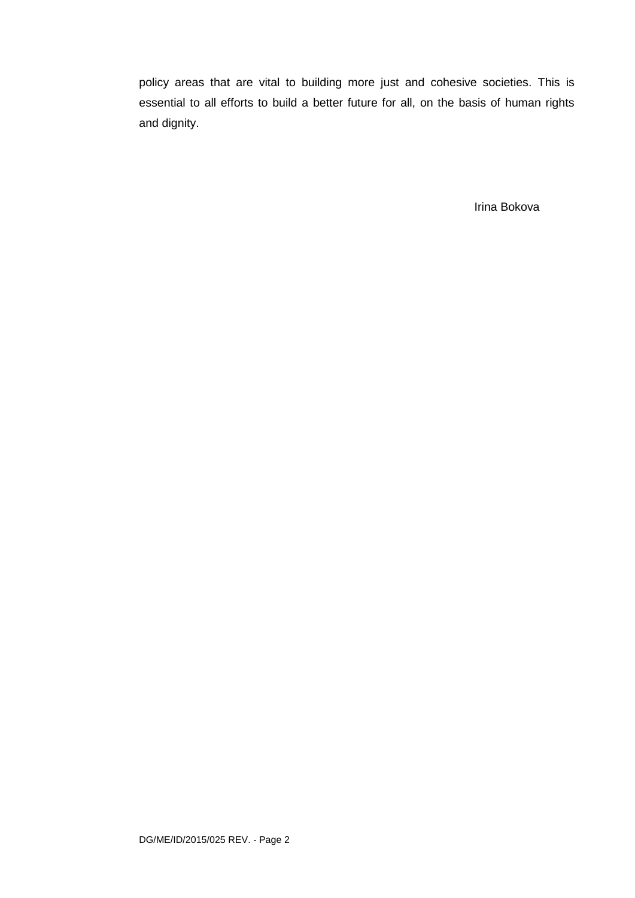policy areas that are vital to building more just and cohesive societies. This is essential to all efforts to build a better future for all, on the basis of human rights and dignity.

Irina Bokova